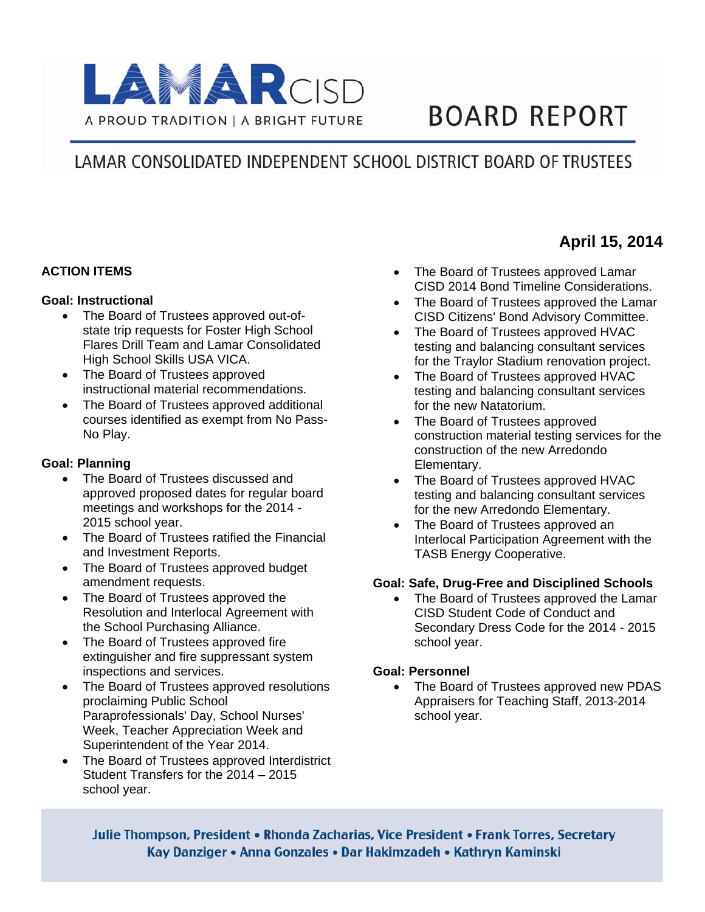# LAMAR CISD

A PROUD TRADITION | A BRIGHT FUTURE

# BOARD REPORT

## LAMAR CONSOLIDATED INDEPENDENT SCHOOL DISTRICT BOARD OF TRUSTEES

**April 15, 2014**

### ACTION ITEMS

**Goal: Instructional**

- The Board of Trustees approved out-of-state trip requests for Foster High School Flares Drill Team and Lamar Consolidated High School Skills USA VICA.
- The Board of Trustees approved instructional material recommendations.
- The Board of Trustees approved additional courses identified as exempt from No Pass-No Play.

**Goal: Planning**

- The Board of Trustees discussed and approved proposed dates for regular board meetings and workshops for the 2014 - 2015 school year.
- The Board of Trustees ratified the Financial and Investment Reports.
- The Board of Trustees approved budget amendment requests.
- The Board of Trustees approved the Resolution and Interlocal Agreement with the School Purchasing Alliance.
- The Board of Trustees approved fire extinguisher and fire suppressant system inspections and services.
- The Board of Trustees approved resolutions proclaiming Public School Paraprofessionals' Day, School Nurses' Week, Teacher Appreciation Week and Superintendent of the Year 2014.
- The Board of Trustees approved Interdistrict Student Transfers for the 2014 – 2015 school year.
- The Board of Trustees approved Lamar CISD 2014 Bond Timeline Considerations.
- The Board of Trustees approved the Lamar CISD Citizens' Bond Advisory Committee.
- The Board of Trustees approved HVAC testing and balancing consultant services for the Traylor Stadium renovation project.
- The Board of Trustees approved HVAC testing and balancing consultant services for the new Natatorium.
- The Board of Trustees approved construction material testing services for the construction of the new Arredondo Elementary.
- The Board of Trustees approved HVAC testing and balancing consultant services for the new Arredondo Elementary.
- The Board of Trustees approved an Interlocal Participation Agreement with the TASB Energy Cooperative.

**Goal: Safe, Drug-Free and Disciplined Schools**

- The Board of Trustees approved the Lamar CISD Student Code of Conduct and Secondary Dress Code for the 2014 - 2015 school year.

**Goal: Personnel**

- The Board of Trustees approved new PDAS Appraisers for Teaching Staff, 2013-2014 school year.

**Julie Thompson, President • Rhonda Zacharias, Vice President • Frank Torres, Secretary**
**Kay Danziger • Anna Gonzales • Dar Hakimzadeh • Kathryn Kaminski**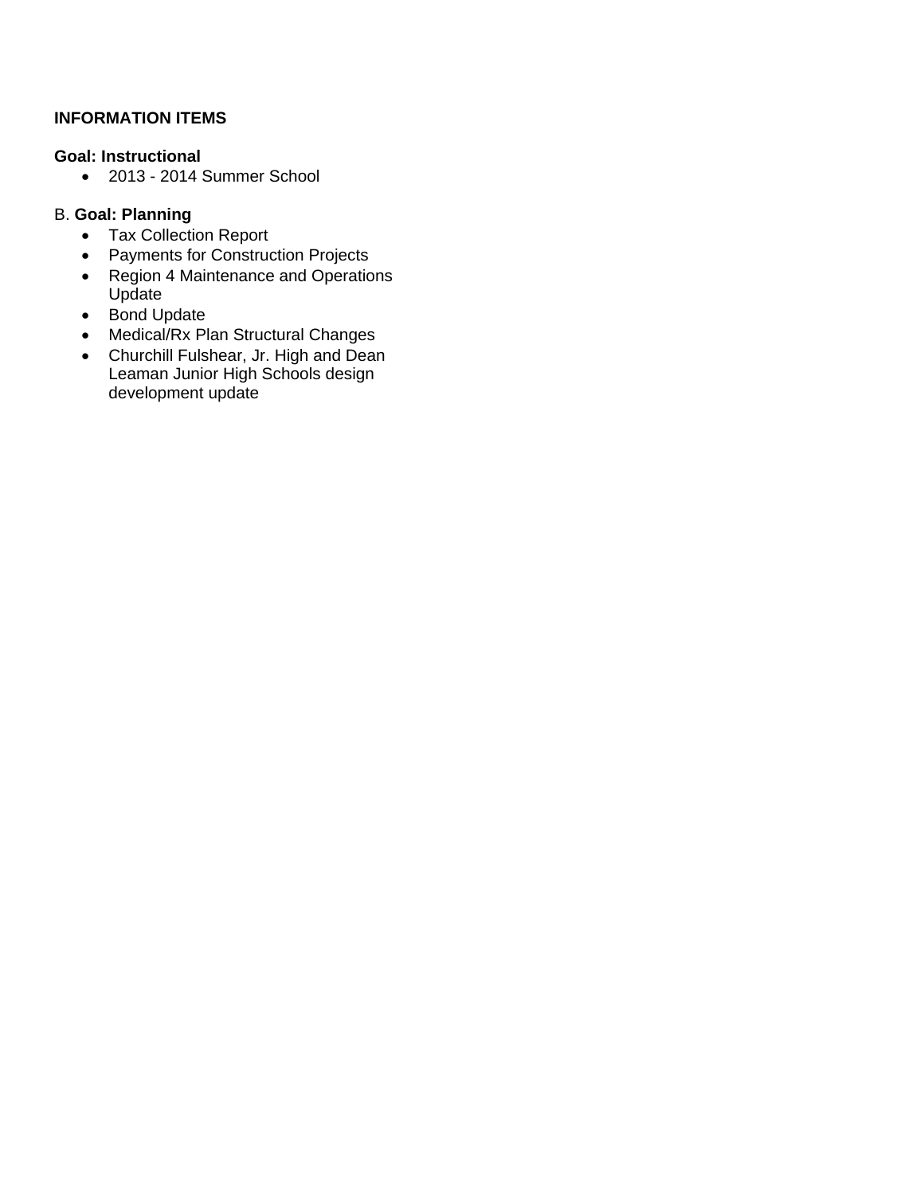**INFORMATION ITEMS**

**Goal: Instructional**

- 2013 - 2014 Summer School

B. **Goal: Planning**

- Tax Collection Report
- Payments for Construction Projects
- Region 4 Maintenance and Operations Update
- Bond Update
- Medical/Rx Plan Structural Changes
- Churchill Fulshear, Jr. High and Dean Leaman Junior High Schools design development update